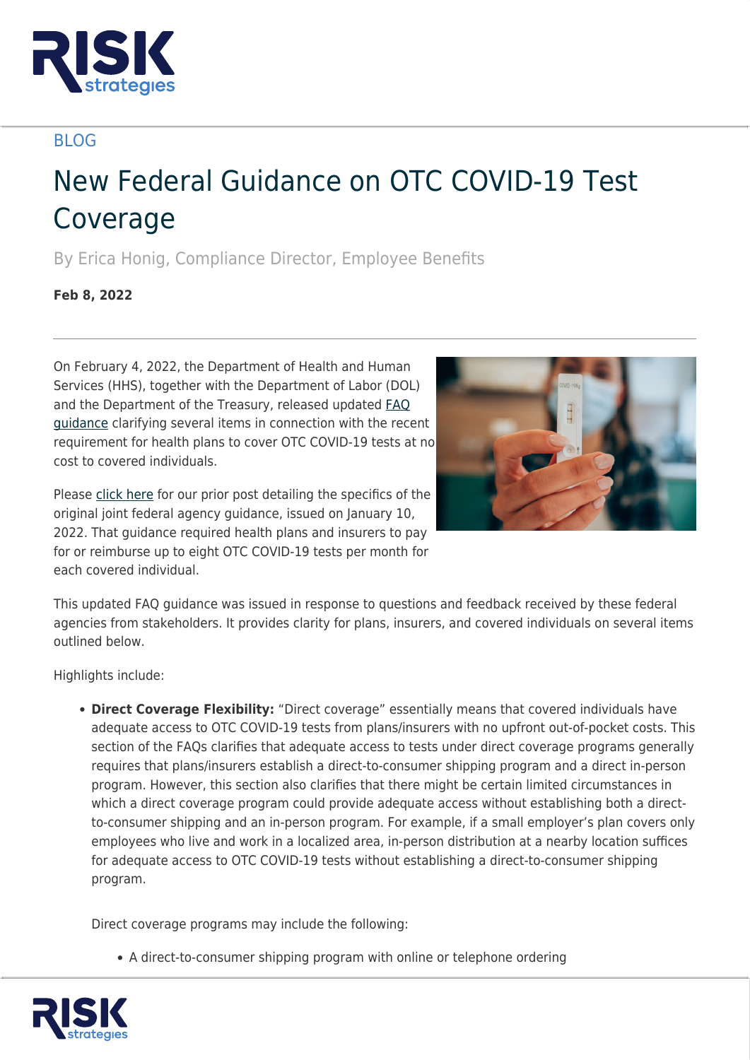BLOG

# New Federal Guidance on OTC COVID-19 Test Coverage

By Erica Honig, Compliance Director, Employee Benefits

**Feb 8, 2022**

On February 4, 2022, the Department of Health and Human Services (HHS), together with the Department of Labor (DOL) and the Department of the Treasury, released updated FAQ guidance clarifying several items in connection with the recent requirement for health plans to cover OTC COVID-19 tests at no cost to covered individuals.

Please click here for our prior post detailing the specifics of the original joint federal agency guidance, issued on January 10, 2022. That guidance required health plans and insurers to pay for or reimburse up to eight OTC COVID-19 tests per month for each covered individual.

This updated FAQ guidance was issued in response to questions and feedback received by these federal agencies from stakeholders. It provides clarity for plans, insurers, and covered individuals on several items outlined below.

Highlights include:

- **Direct Coverage Flexibility:** "Direct coverage" essentially means that covered individuals have adequate access to OTC COVID-19 tests from plans/insurers with no upfront out-of-pocket costs. This section of the FAQs clarifies that adequate access to tests under direct coverage programs generally requires that plans/insurers establish a direct-to-consumer shipping program and a direct in-person program. However, this section also clarifies that there might be certain limited circumstances in which a direct coverage program could provide adequate access without establishing both a direct-to-consumer shipping and an in-person program. For example, if a small employer's plan covers only employees who live and work in a localized area, in-person distribution at a nearby location suffices for adequate access to OTC COVID-19 tests without establishing a direct-to-consumer shipping program.

  Direct coverage programs may include the following:

  - A direct-to-consumer shipping program with online or telephone ordering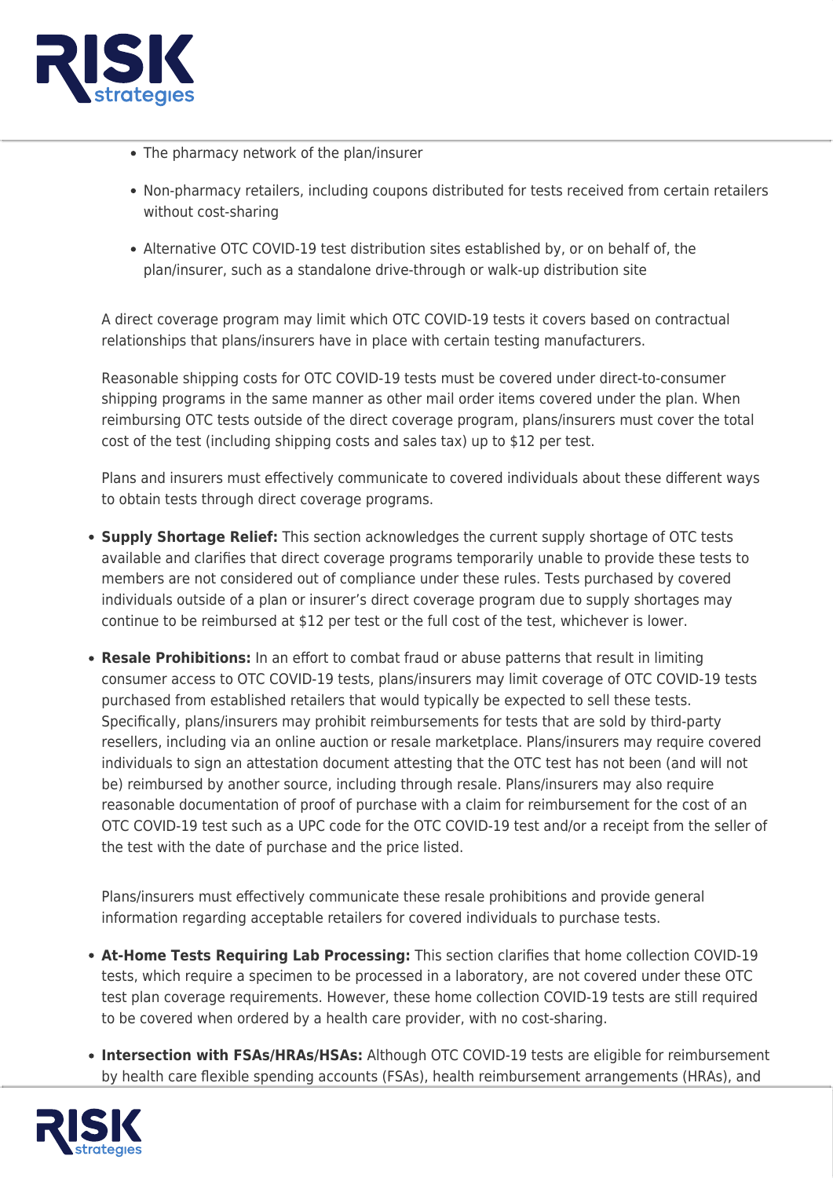- The pharmacy network of the plan/insurer
- Non-pharmacy retailers, including coupons distributed for tests received from certain retailers without cost-sharing
- Alternative OTC COVID-19 test distribution sites established by, or on behalf of, the plan/insurer, such as a standalone drive-through or walk-up distribution site

A direct coverage program may limit which OTC COVID-19 tests it covers based on contractual relationships that plans/insurers have in place with certain testing manufacturers.

Reasonable shipping costs for OTC COVID-19 tests must be covered under direct-to-consumer shipping programs in the same manner as other mail order items covered under the plan. When reimbursing OTC tests outside of the direct coverage program, plans/insurers must cover the total cost of the test (including shipping costs and sales tax) up to $12 per test.

Plans and insurers must effectively communicate to covered individuals about these different ways to obtain tests through direct coverage programs.

- **Supply Shortage Relief:** This section acknowledges the current supply shortage of OTC tests available and clarifies that direct coverage programs temporarily unable to provide these tests to members are not considered out of compliance under these rules. Tests purchased by covered individuals outside of a plan or insurer's direct coverage program due to supply shortages may continue to be reimbursed at $12 per test or the full cost of the test, whichever is lower.
- **Resale Prohibitions:** In an effort to combat fraud or abuse patterns that result in limiting consumer access to OTC COVID-19 tests, plans/insurers may limit coverage of OTC COVID-19 tests purchased from established retailers that would typically be expected to sell these tests. Specifically, plans/insurers may prohibit reimbursements for tests that are sold by third-party resellers, including via an online auction or resale marketplace. Plans/insurers may require covered individuals to sign an attestation document attesting that the OTC test has not been (and will not be) reimbursed by another source, including through resale. Plans/insurers may also require reasonable documentation of proof of purchase with a claim for reimbursement for the cost of an OTC COVID-19 test such as a UPC code for the OTC COVID-19 test and/or a receipt from the seller of the test with the date of purchase and the price listed.

  Plans/insurers must effectively communicate these resale prohibitions and provide general information regarding acceptable retailers for covered individuals to purchase tests.
- **At-Home Tests Requiring Lab Processing:** This section clarifies that home collection COVID-19 tests, which require a specimen to be processed in a laboratory, are not covered under these OTC test plan coverage requirements. However, these home collection COVID-19 tests are still required to be covered when ordered by a health care provider, with no cost-sharing.
- **Intersection with FSAs/HRAs/HSAs:** Although OTC COVID-19 tests are eligible for reimbursement by health care flexible spending accounts (FSAs), health reimbursement arrangements (HRAs), and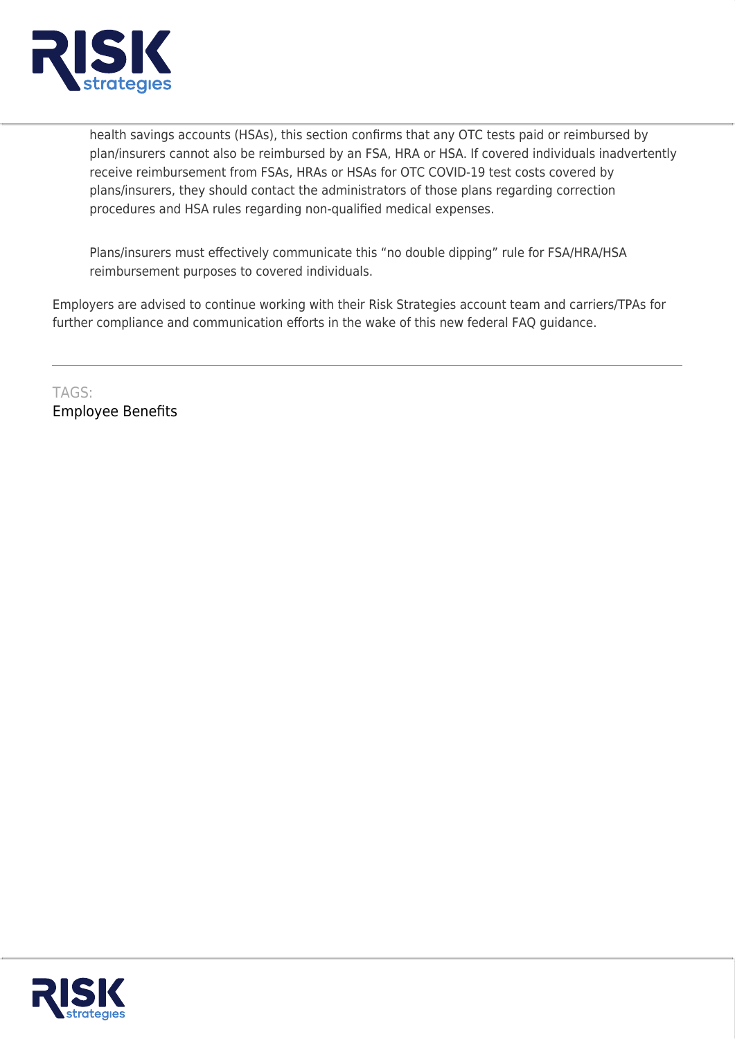health savings accounts (HSAs), this section confirms that any OTC tests paid or reimbursed by plan/insurers cannot also be reimbursed by an FSA, HRA or HSA. If covered individuals inadvertently receive reimbursement from FSAs, HRAs or HSAs for OTC COVID-19 test costs covered by plans/insurers, they should contact the administrators of those plans regarding correction procedures and HSA rules regarding non-qualified medical expenses.

Plans/insurers must effectively communicate this “no double dipping” rule for FSA/HRA/HSA reimbursement purposes to covered individuals.

Employers are advised to continue working with their Risk Strategies account team and carriers/TPAs for further compliance and communication efforts in the wake of this new federal FAQ guidance.

---

TAGS:
Employee Benefits